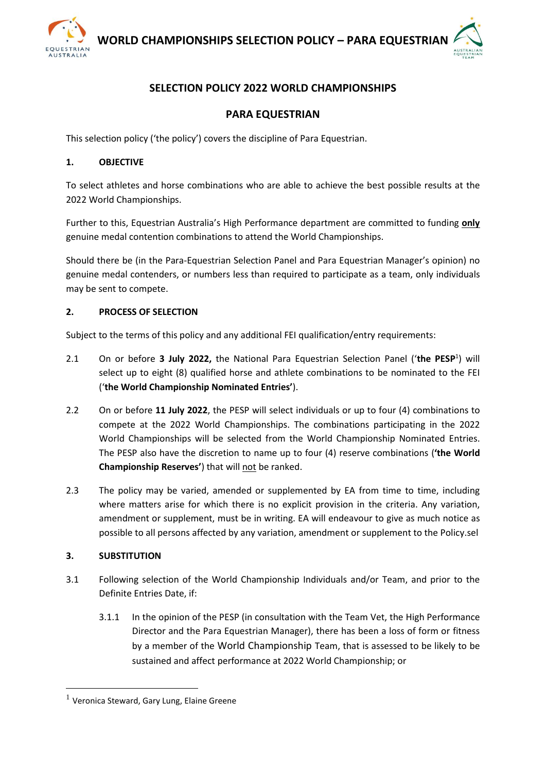# SELECTION POLICY 2022 WORLD CHAMPIONSHIPS

## PARA EQUESTRIAN

This selection policy ('the policy') covers the discipline of Para Equestrian.

### 1. OBJECTIVE

To select athletes and horse combinations who are able to achieve the best possible results at the 2022 World Championships.

Further to this, Equestrian Australia's High Performance department are committed to funding **only** genuine medal contention combinations to attend the World Championships.

Should there be (in the Para-Equestrian Selection Panel and Para Equestrian Manager's opinion) no genuine medal contenders, or numbers less than required to participate as a team, only individuals may be sent to compete.

### 2. PROCESS OF SELECTION

Subject to the terms of this policy and any additional FEI qualification/entry requirements:

2.1 On or before **3 July 2022,** the National Para Equestrian Selection Panel ('**the PESP**[1]) will select up to eight (8) qualified horse and athlete combinations to be nominated to the FEI ('**the World Championship Nominated Entries'**).

2.2 On or before **11 July 2022**, the PESP will select individuals or up to four (4) combinations to compete at the 2022 World Championships. The combinations participating in the 2022 World Championships will be selected from the World Championship Nominated Entries. The PESP also have the discretion to name up to four (4) reserve combinations (**'the World Championship Reserves'**) that will not be ranked.

2.3 The policy may be varied, amended or supplemented by EA from time to time, including where matters arise for which there is no explicit provision in the criteria. Any variation, amendment or supplement, must be in writing. EA will endeavour to give as much notice as possible to all persons affected by any variation, amendment or supplement to the Policy.sel

### 3. SUBSTITUTION

3.1 Following selection of the World Championship Individuals and/or Team, and prior to the Definite Entries Date, if:

3.1.1 In the opinion of the PESP (in consultation with the Team Vet, the High Performance Director and the Para Equestrian Manager), there has been a loss of form or fitness by a member of the World Championship Team, that is assessed to be likely to be sustained and affect performance at 2022 World Championship; or

[1] Veronica Steward, Gary Lung, Elaine Greene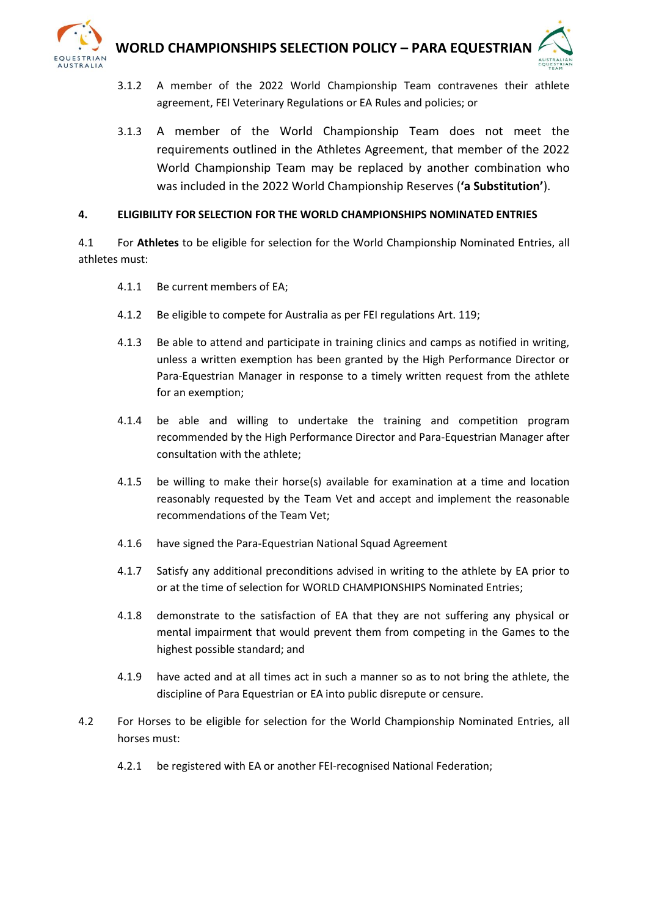3.1.2 A member of the 2022 World Championship Team contravenes their athlete agreement, FEI Veterinary Regulations or EA Rules and policies; or

3.1.3 A member of the World Championship Team does not meet the requirements outlined in the Athletes Agreement, that member of the 2022 World Championship Team may be replaced by another combination who was included in the 2022 World Championship Reserves (**'a Substitution'**).

## 4. ELIGIBILITY FOR SELECTION FOR THE WORLD CHAMPIONSHIPS NOMINATED ENTRIES

4.1 For **Athletes** to be eligible for selection for the World Championship Nominated Entries, all athletes must:

4.1.1 Be current members of EA;

4.1.2 Be eligible to compete for Australia as per FEI regulations Art. 119;

4.1.3 Be able to attend and participate in training clinics and camps as notified in writing, unless a written exemption has been granted by the High Performance Director or Para-Equestrian Manager in response to a timely written request from the athlete for an exemption;

4.1.4 be able and willing to undertake the training and competition program recommended by the High Performance Director and Para-Equestrian Manager after consultation with the athlete;

4.1.5 be willing to make their horse(s) available for examination at a time and location reasonably requested by the Team Vet and accept and implement the reasonable recommendations of the Team Vet;

4.1.6 have signed the Para-Equestrian National Squad Agreement

4.1.7 Satisfy any additional preconditions advised in writing to the athlete by EA prior to or at the time of selection for WORLD CHAMPIONSHIPS Nominated Entries;

4.1.8 demonstrate to the satisfaction of EA that they are not suffering any physical or mental impairment that would prevent them from competing in the Games to the highest possible standard; and

4.1.9 have acted and at all times act in such a manner so as to not bring the athlete, the discipline of Para Equestrian or EA into public disrepute or censure.

4.2 For Horses to be eligible for selection for the World Championship Nominated Entries, all horses must:

4.2.1 be registered with EA or another FEI-recognised National Federation;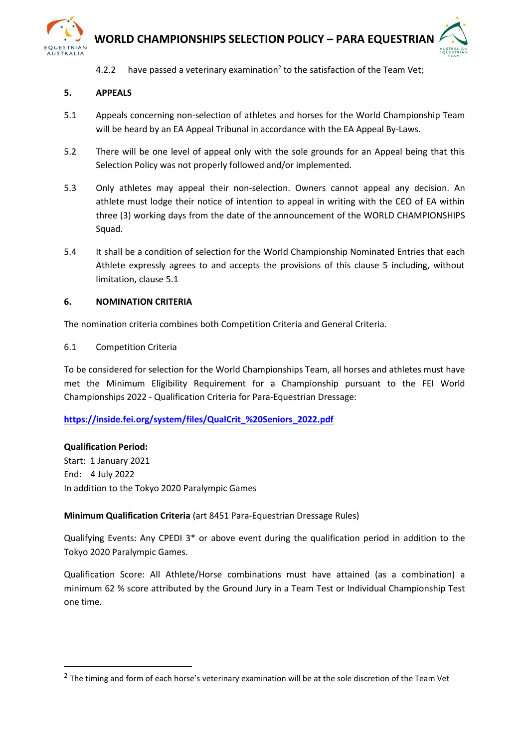4.2.2 have passed a veterinary examination[2] to the satisfaction of the Team Vet;

## 5. APPEALS

5.1 Appeals concerning non-selection of athletes and horses for the World Championship Team will be heard by an EA Appeal Tribunal in accordance with the EA Appeal By-Laws.

5.2 There will be one level of appeal only with the sole grounds for an Appeal being that this Selection Policy was not properly followed and/or implemented.

5.3 Only athletes may appeal their non-selection. Owners cannot appeal any decision. An athlete must lodge their notice of intention to appeal in writing with the CEO of EA within three (3) working days from the date of the announcement of the WORLD CHAMPIONSHIPS Squad.

5.4 It shall be a condition of selection for the World Championship Nominated Entries that each Athlete expressly agrees to and accepts the provisions of this clause 5 including, without limitation, clause 5.1

## 6. NOMINATION CRITERIA

The nomination criteria combines both Competition Criteria and General Criteria.

6.1 Competition Criteria

To be considered for selection for the World Championships Team, all horses and athletes must have met the Minimum Eligibility Requirement for a Championship pursuant to the FEI World Championships 2022 - Qualification Criteria for Para-Equestrian Dressage:

**https://inside.fei.org/system/files/QualCrit_%20Seniors_2022.pdf**

**Qualification Period:**
Start: 1 January 2021
End: 4 July 2022
In addition to the Tokyo 2020 Paralympic Games

**Minimum Qualification Criteria** (art 8451 Para-Equestrian Dressage Rules)

Qualifying Events: Any CPEDI 3* or above event during the qualification period in addition to the Tokyo 2020 Paralympic Games.

Qualification Score: All Athlete/Horse combinations must have attained (as a combination) a minimum 62 % score attributed by the Ground Jury in a Team Test or Individual Championship Test one time.

---

[2] The timing and form of each horse's veterinary examination will be at the sole discretion of the Team Vet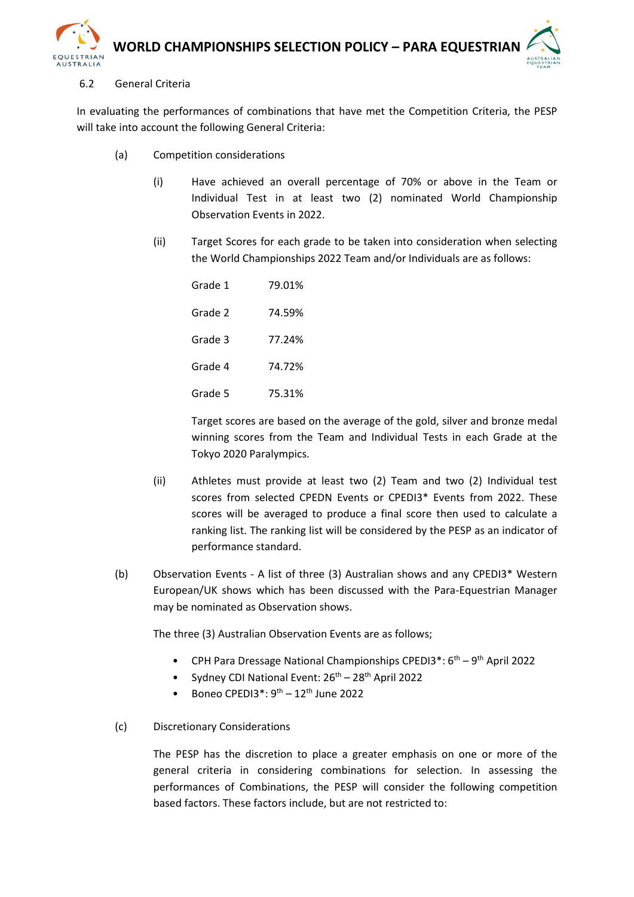6.2 General Criteria

In evaluating the performances of combinations that have met the Competition Criteria, the PESP will take into account the following General Criteria:

(a) Competition considerations

(i) Have achieved an overall percentage of 70% or above in the Team or Individual Test in at least two (2) nominated World Championship Observation Events in 2022.

(ii) Target Scores for each grade to be taken into consideration when selecting the World Championships 2022 Team and/or Individuals are as follows:

| | |
|---|---|
| Grade 1 | 79.01% |
| Grade 2 | 74.59% |
| Grade 3 | 77.24% |
| Grade 4 | 74.72% |
| Grade 5 | 75.31% |

Target scores are based on the average of the gold, silver and bronze medal winning scores from the Team and Individual Tests in each Grade at the Tokyo 2020 Paralympics.

(ii) Athletes must provide at least two (2) Team and two (2) Individual test scores from selected CPEDN Events or CPEDI3* Events from 2022. These scores will be averaged to produce a final score then used to calculate a ranking list. The ranking list will be considered by the PESP as an indicator of performance standard.

(b) Observation Events - A list of three (3) Australian shows and any CPEDI3* Western European/UK shows which has been discussed with the Para-Equestrian Manager may be nominated as Observation shows.

The three (3) Australian Observation Events are as follows;

- CPH Para Dressage National Championships CPEDI3*: 6th – 9th April 2022
- Sydney CDI National Event: 26th – 28th April 2022
- Boneo CPEDI3*: 9th – 12th June 2022

(c) Discretionary Considerations

The PESP has the discretion to place a greater emphasis on one or more of the general criteria in considering combinations for selection. In assessing the performances of Combinations, the PESP will consider the following competition based factors. These factors include, but are not restricted to: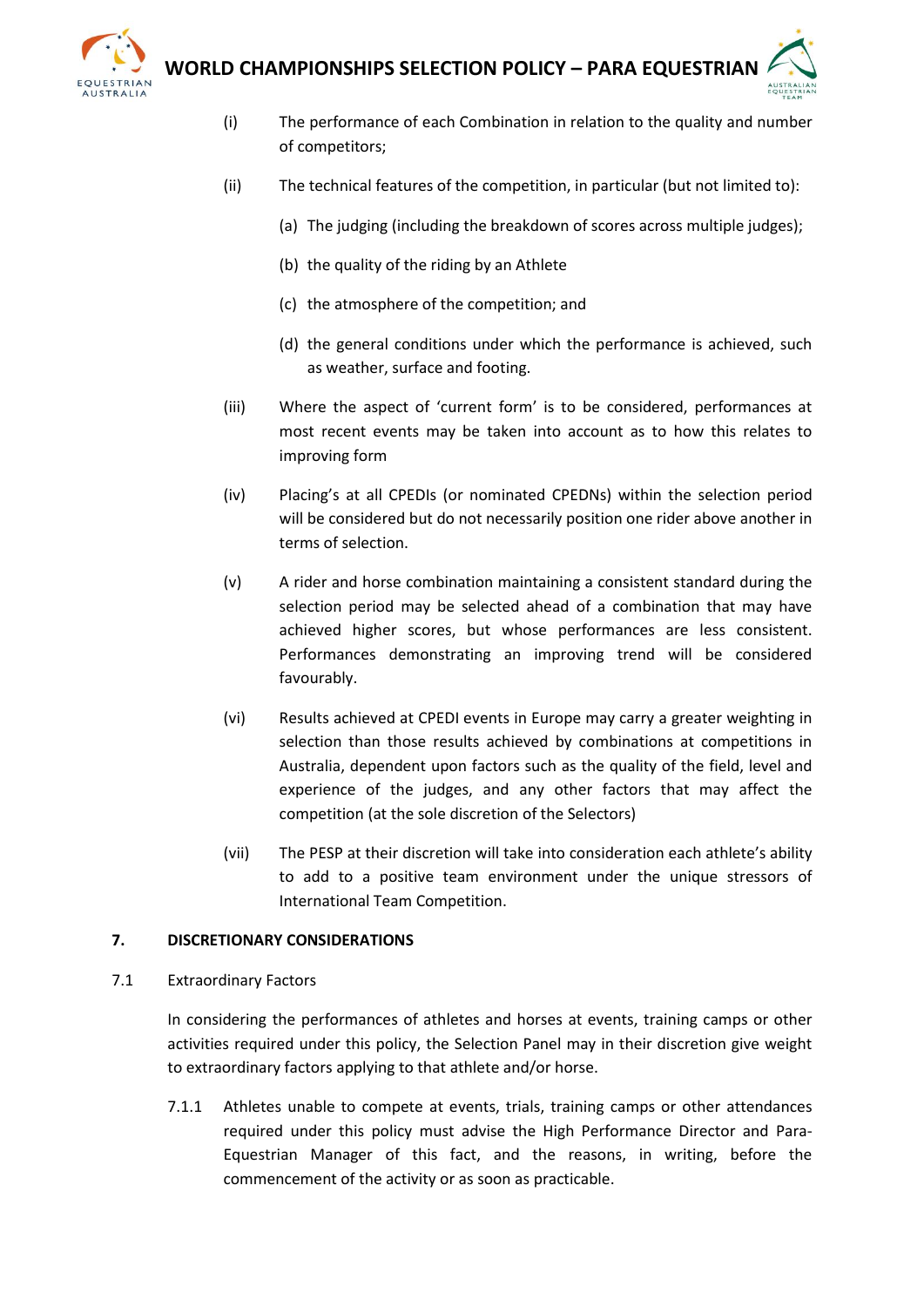(i) The performance of each Combination in relation to the quality and number of competitors;

(ii) The technical features of the competition, in particular (but not limited to):

   (a) The judging (including the breakdown of scores across multiple judges);

   (b) the quality of the riding by an Athlete

   (c) the atmosphere of the competition; and

   (d) the general conditions under which the performance is achieved, such as weather, surface and footing.

(iii) Where the aspect of 'current form' is to be considered, performances at most recent events may be taken into account as to how this relates to improving form

(iv) Placing's at all CPEDIs (or nominated CPEDNs) within the selection period will be considered but do not necessarily position one rider above another in terms of selection.

(v) A rider and horse combination maintaining a consistent standard during the selection period may be selected ahead of a combination that may have achieved higher scores, but whose performances are less consistent. Performances demonstrating an improving trend will be considered favourably.

(vi) Results achieved at CPEDI events in Europe may carry a greater weighting in selection than those results achieved by combinations at competitions in Australia, dependent upon factors such as the quality of the field, level and experience of the judges, and any other factors that may affect the competition (at the sole discretion of the Selectors)

(vii) The PESP at their discretion will take into consideration each athlete's ability to add to a positive team environment under the unique stressors of International Team Competition.

## 7. DISCRETIONARY CONSIDERATIONS

7.1 Extraordinary Factors

In considering the performances of athletes and horses at events, training camps or other activities required under this policy, the Selection Panel may in their discretion give weight to extraordinary factors applying to that athlete and/or horse.

7.1.1 Athletes unable to compete at events, trials, training camps or other attendances required under this policy must advise the High Performance Director and Para-Equestrian Manager of this fact, and the reasons, in writing, before the commencement of the activity or as soon as practicable.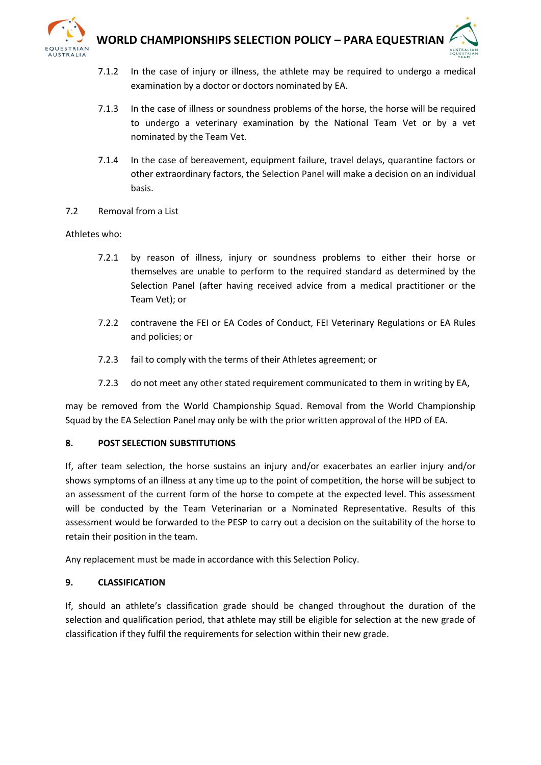7.1.2 In the case of injury or illness, the athlete may be required to undergo a medical examination by a doctor or doctors nominated by EA.

7.1.3 In the case of illness or soundness problems of the horse, the horse will be required to undergo a veterinary examination by the National Team Vet or by a vet nominated by the Team Vet.

7.1.4 In the case of bereavement, equipment failure, travel delays, quarantine factors or other extraordinary factors, the Selection Panel will make a decision on an individual basis.

7.2 Removal from a List

Athletes who:

7.2.1 by reason of illness, injury or soundness problems to either their horse or themselves are unable to perform to the required standard as determined by the Selection Panel (after having received advice from a medical practitioner or the Team Vet); or

7.2.2 contravene the FEI or EA Codes of Conduct, FEI Veterinary Regulations or EA Rules and policies; or

7.2.3 fail to comply with the terms of their Athletes agreement; or

7.2.3 do not meet any other stated requirement communicated to them in writing by EA,

may be removed from the World Championship Squad. Removal from the World Championship Squad by the EA Selection Panel may only be with the prior written approval of the HPD of EA.

## 8. POST SELECTION SUBSTITUTIONS

If, after team selection, the horse sustains an injury and/or exacerbates an earlier injury and/or shows symptoms of an illness at any time up to the point of competition, the horse will be subject to an assessment of the current form of the horse to compete at the expected level. This assessment will be conducted by the Team Veterinarian or a Nominated Representative. Results of this assessment would be forwarded to the PESP to carry out a decision on the suitability of the horse to retain their position in the team.

Any replacement must be made in accordance with this Selection Policy.

## 9. CLASSIFICATION

If, should an athlete's classification grade should be changed throughout the duration of the selection and qualification period, that athlete may still be eligible for selection at the new grade of classification if they fulfil the requirements for selection within their new grade.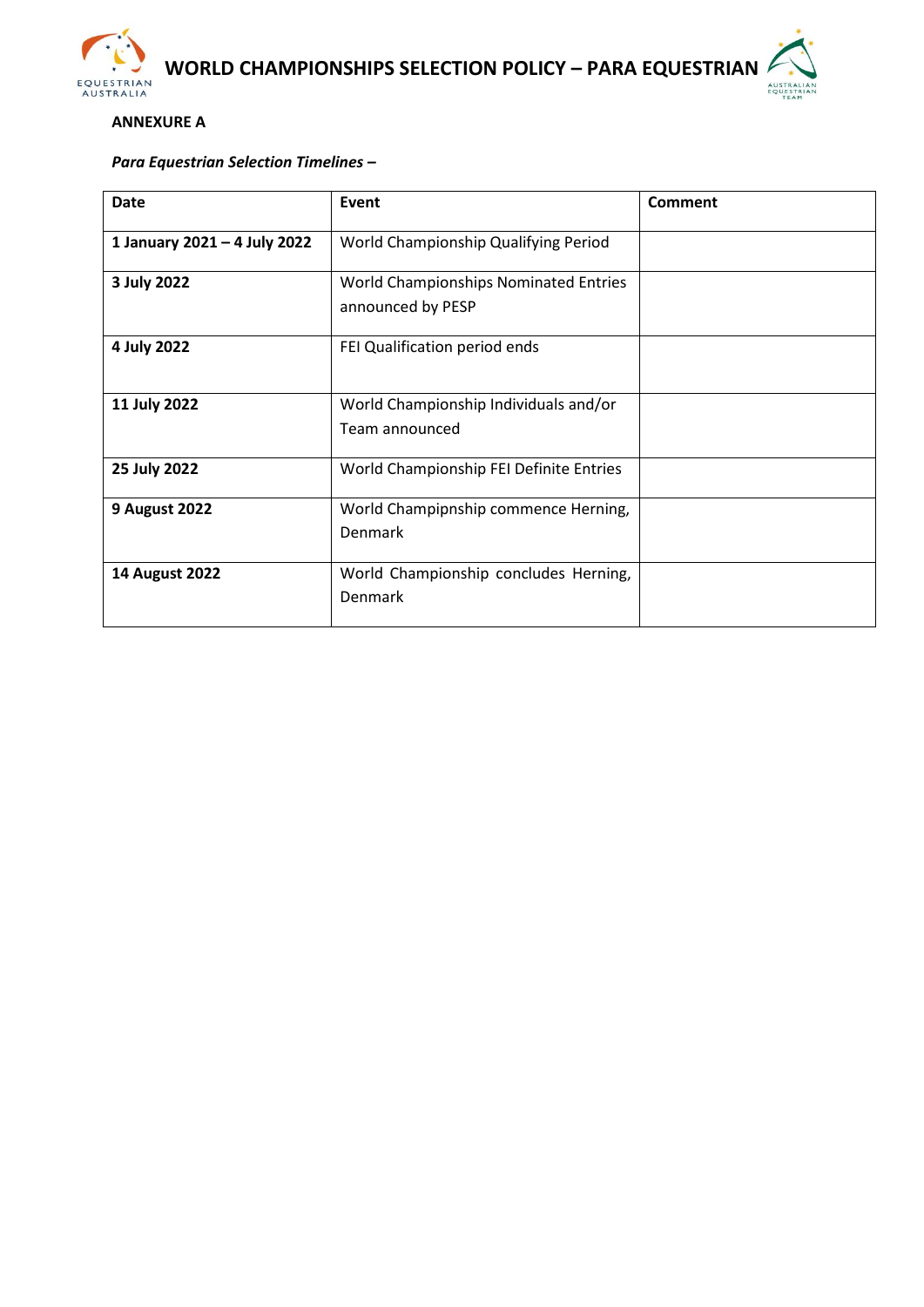**ANNEXURE A**

***Para Equestrian Selection Timelines –***

| Date | Event | Comment |
|---|---|---|
| **1 January 2021 – 4 July 2022** | World Championship Qualifying Period | |
| **3 July 2022** | World Championships Nominated Entries announced by PESP | |
| **4 July 2022** | FEI Qualification period ends | |
| **11 July 2022** | World Championship Individuals and/or Team announced | |
| **25 July 2022** | World Championship FEI Definite Entries | |
| **9 August 2022** | World Champipnship commence Herning, Denmark | |
| **14 August 2022** | World Championship concludes Herning, Denmark | |